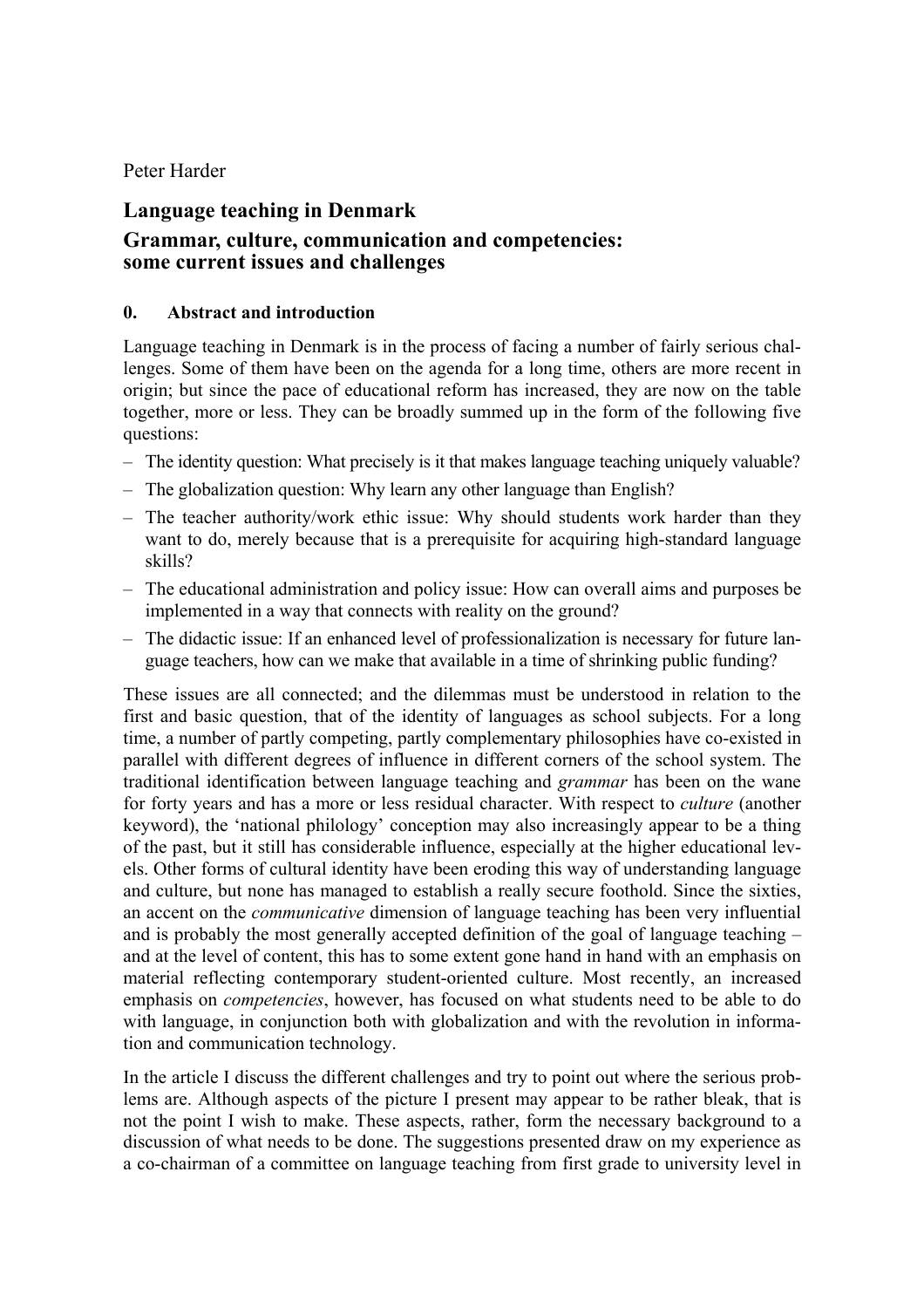Peter Harder

# Language teaching in Denmark

## Grammar, culture, communication and competencies: some current issues and challenges

### 0. Abstract and introduction

Language teaching in Denmark is in the process of facing a number of fairly serious challenges. Some of them have been on the agenda for a long time, others are more recent in origin; but since the pace of educational reform has increased, they are now on the table together, more or less. They can be broadly summed up in the form of the following five questions:

- The identity question: What precisely is it that makes language teaching uniquely valuable?
- The globalization question: Why learn any other language than English?
- The teacher authority/work ethic issue: Why should students work harder than they want to do, merely because that is a prerequisite for acquiring high-standard language skills?
- The educational administration and policy issue: How can overall aims and purposes be implemented in a way that connects with reality on the ground?
- The didactic issue: If an enhanced level of professionalization is necessary for future language teachers, how can we make that available in a time of shrinking public funding?

These issues are all connected; and the dilemmas must be understood in relation to the first and basic question, that of the identity of languages as school subjects. For a long time, a number of partly competing, partly complementary philosophies have co-existed in parallel with different degrees of influence in different corners of the school system. The traditional identification between language teaching and *grammar* has been on the wane for forty years and has a more or less residual character. With respect to *culture* (another keyword), the 'national philology' conception may also increasingly appear to be a thing of the past, but it still has considerable influence, especially at the higher educational levels. Other forms of cultural identity have been eroding this way of understanding language and culture, but none has managed to establish a really secure foothold. Since the sixties, an accent on the *communicative* dimension of language teaching has been very influential and is probably the most generally accepted definition of the goal of language teaching – and at the level of content, this has to some extent gone hand in hand with an emphasis on material reflecting contemporary student-oriented culture. Most recently, an increased emphasis on *competencies*, however, has focused on what students need to be able to do with language, in conjunction both with globalization and with the revolution in information and communication technology.

In the article I discuss the different challenges and try to point out where the serious problems are. Although aspects of the picture I present may appear to be rather bleak, that is not the point I wish to make. These aspects, rather, form the necessary background to a discussion of what needs to be done. The suggestions presented draw on my experience as a co-chairman of a committee on language teaching from first grade to university level in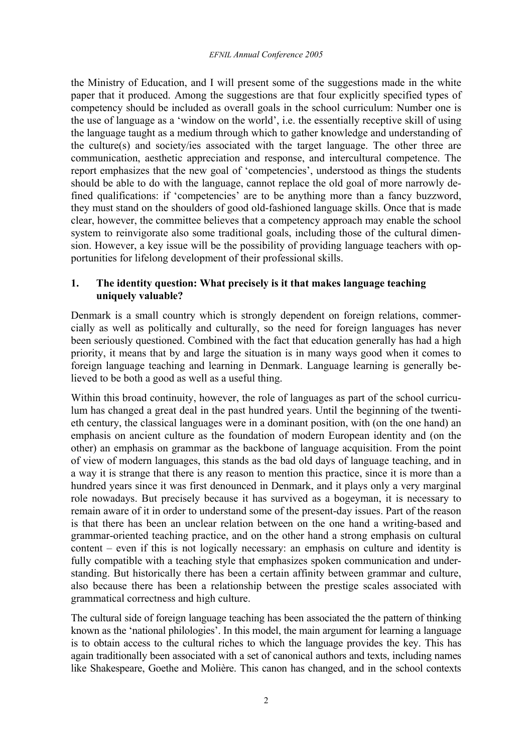the Ministry of Education, and I will present some of the suggestions made in the white paper that it produced. Among the suggestions are that four explicitly specified types of competency should be included as overall goals in the school curriculum: Number one is the use of language as a 'window on the world', i.e. the essentially receptive skill of using the language taught as a medium through which to gather knowledge and understanding of the culture(s) and society/ies associated with the target language. The other three are communication, aesthetic appreciation and response, and intercultural competence. The report emphasizes that the new goal of 'competencies', understood as things the students should be able to do with the language, cannot replace the old goal of more narrowly defined qualifications: if 'competencies' are to be anything more than a fancy buzzword, they must stand on the shoulders of good old-fashioned language skills. Once that is made clear, however, the committee believes that a competency approach may enable the school system to reinvigorate also some traditional goals, including those of the cultural dimension. However, a key issue will be the possibility of providing language teachers with opportunities for lifelong development of their professional skills.

## 1. The identity question: What precisely is it that makes language teaching uniquely valuable?

Denmark is a small country which is strongly dependent on foreign relations, commercially as well as politically and culturally, so the need for foreign languages has never been seriously questioned. Combined with the fact that education generally has had a high priority, it means that by and large the situation is in many ways good when it comes to foreign language teaching and learning in Denmark. Language learning is generally believed to be both a good as well as a useful thing.

Within this broad continuity, however, the role of languages as part of the school curriculum has changed a great deal in the past hundred years. Until the beginning of the twentieth century, the classical languages were in a dominant position, with (on the one hand) an emphasis on ancient culture as the foundation of modern European identity and (on the other) an emphasis on grammar as the backbone of language acquisition. From the point of view of modern languages, this stands as the bad old days of language teaching, and in a way it is strange that there is any reason to mention this practice, since it is more than a hundred years since it was first denounced in Denmark, and it plays only a very marginal role nowadays. But precisely because it has survived as a bogeyman, it is necessary to remain aware of it in order to understand some of the present-day issues. Part of the reason is that there has been an unclear relation between on the one hand a writing-based and grammar-oriented teaching practice, and on the other hand a strong emphasis on cultural content – even if this is not logically necessary: an emphasis on culture and identity is fully compatible with a teaching style that emphasizes spoken communication and understanding. But historically there has been a certain affinity between grammar and culture, also because there has been a relationship between the prestige scales associated with grammatical correctness and high culture.

The cultural side of foreign language teaching has been associated the the pattern of thinking known as the 'national philologies'. In this model, the main argument for learning a language is to obtain access to the cultural riches to which the language provides the key. This has again traditionally been associated with a set of canonical authors and texts, including names like Shakespeare, Goethe and Molière. This canon has changed, and in the school contexts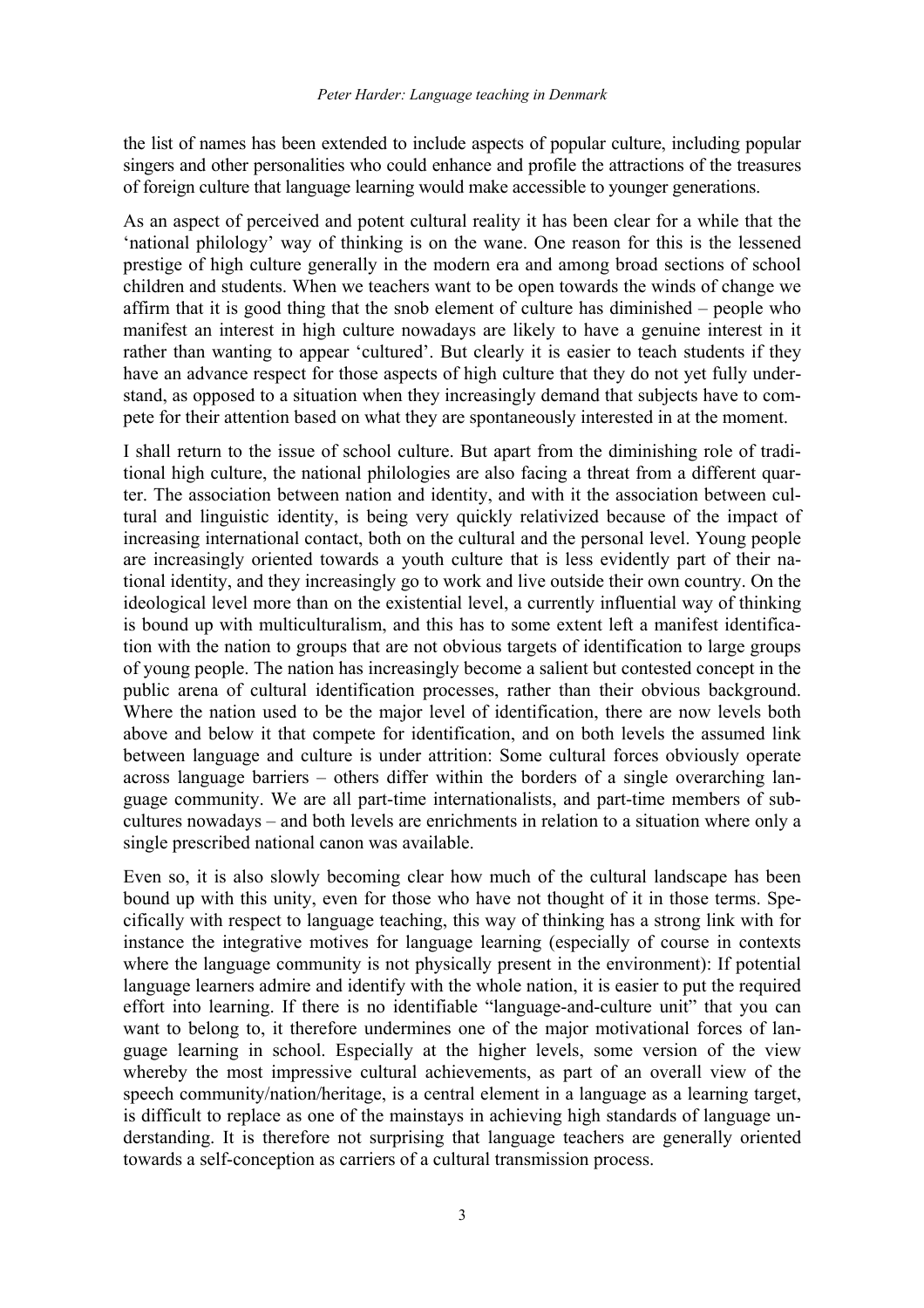the list of names has been extended to include aspects of popular culture, including popular singers and other personalities who could enhance and profile the attractions of the treasures of foreign culture that language learning would make accessible to younger generations.

As an aspect of perceived and potent cultural reality it has been clear for a while that the 'national philology' way of thinking is on the wane. One reason for this is the lessened prestige of high culture generally in the modern era and among broad sections of school children and students. When we teachers want to be open towards the winds of change we affirm that it is good thing that the snob element of culture has diminished – people who manifest an interest in high culture nowadays are likely to have a genuine interest in it rather than wanting to appear 'cultured'. But clearly it is easier to teach students if they have an advance respect for those aspects of high culture that they do not yet fully understand, as opposed to a situation when they increasingly demand that subjects have to compete for their attention based on what they are spontaneously interested in at the moment.

I shall return to the issue of school culture. But apart from the diminishing role of traditional high culture, the national philologies are also facing a threat from a different quarter. The association between nation and identity, and with it the association between cultural and linguistic identity, is being very quickly relativized because of the impact of increasing international contact, both on the cultural and the personal level. Young people are increasingly oriented towards a youth culture that is less evidently part of their national identity, and they increasingly go to work and live outside their own country. On the ideological level more than on the existential level, a currently influential way of thinking is bound up with multiculturalism, and this has to some extent left a manifest identification with the nation to groups that are not obvious targets of identification to large groups of young people. The nation has increasingly become a salient but contested concept in the public arena of cultural identification processes, rather than their obvious background. Where the nation used to be the major level of identification, there are now levels both above and below it that compete for identification, and on both levels the assumed link between language and culture is under attrition: Some cultural forces obviously operate across language barriers – others differ within the borders of a single overarching language community. We are all part-time internationalists, and part-time members of subcultures nowadays – and both levels are enrichments in relation to a situation where only a single prescribed national canon was available.

Even so, it is also slowly becoming clear how much of the cultural landscape has been bound up with this unity, even for those who have not thought of it in those terms. Specifically with respect to language teaching, this way of thinking has a strong link with for instance the integrative motives for language learning (especially of course in contexts where the language community is not physically present in the environment): If potential language learners admire and identify with the whole nation, it is easier to put the required effort into learning. If there is no identifiable "language-and-culture unit" that you can want to belong to, it therefore undermines one of the major motivational forces of language learning in school. Especially at the higher levels, some version of the view whereby the most impressive cultural achievements, as part of an overall view of the speech community/nation/heritage, is a central element in a language as a learning target, is difficult to replace as one of the mainstays in achieving high standards of language understanding. It is therefore not surprising that language teachers are generally oriented towards a self-conception as carriers of a cultural transmission process.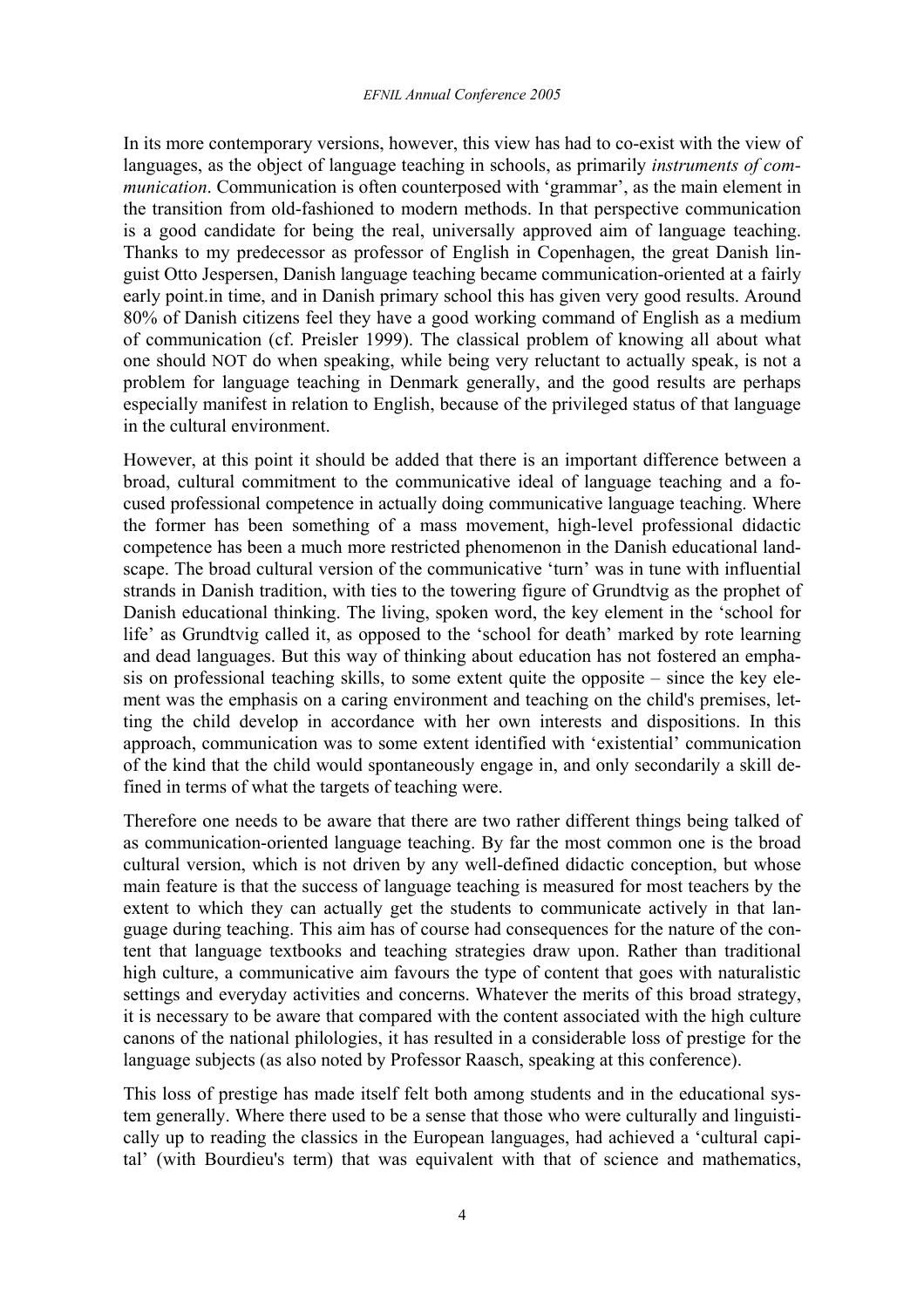In its more contemporary versions, however, this view has had to co-exist with the view of languages, as the object of language teaching in schools, as primarily *instruments of communication*. Communication is often counterposed with 'grammar', as the main element in the transition from old-fashioned to modern methods. In that perspective communication is a good candidate for being the real, universally approved aim of language teaching. Thanks to my predecessor as professor of English in Copenhagen, the great Danish linguist Otto Jespersen, Danish language teaching became communication-oriented at a fairly early point.in time, and in Danish primary school this has given very good results. Around 80% of Danish citizens feel they have a good working command of English as a medium of communication (cf. Preisler 1999). The classical problem of knowing all about what one should NOT do when speaking, while being very reluctant to actually speak, is not a problem for language teaching in Denmark generally, and the good results are perhaps especially manifest in relation to English, because of the privileged status of that language in the cultural environment.

However, at this point it should be added that there is an important difference between a broad, cultural commitment to the communicative ideal of language teaching and a focused professional competence in actually doing communicative language teaching. Where the former has been something of a mass movement, high-level professional didactic competence has been a much more restricted phenomenon in the Danish educational landscape. The broad cultural version of the communicative 'turn' was in tune with influential strands in Danish tradition, with ties to the towering figure of Grundtvig as the prophet of Danish educational thinking. The living, spoken word, the key element in the 'school for life' as Grundtvig called it, as opposed to the 'school for death' marked by rote learning and dead languages. But this way of thinking about education has not fostered an emphasis on professional teaching skills, to some extent quite the opposite – since the key element was the emphasis on a caring environment and teaching on the child's premises, letting the child develop in accordance with her own interests and dispositions. In this approach, communication was to some extent identified with 'existential' communication of the kind that the child would spontaneously engage in, and only secondarily a skill defined in terms of what the targets of teaching were.

Therefore one needs to be aware that there are two rather different things being talked of as communication-oriented language teaching. By far the most common one is the broad cultural version, which is not driven by any well-defined didactic conception, but whose main feature is that the success of language teaching is measured for most teachers by the extent to which they can actually get the students to communicate actively in that language during teaching. This aim has of course had consequences for the nature of the content that language textbooks and teaching strategies draw upon. Rather than traditional high culture, a communicative aim favours the type of content that goes with naturalistic settings and everyday activities and concerns. Whatever the merits of this broad strategy, it is necessary to be aware that compared with the content associated with the high culture canons of the national philologies, it has resulted in a considerable loss of prestige for the language subjects (as also noted by Professor Raasch, speaking at this conference).

This loss of prestige has made itself felt both among students and in the educational system generally. Where there used to be a sense that those who were culturally and linguistically up to reading the classics in the European languages, had achieved a 'cultural capital' (with Bourdieu's term) that was equivalent with that of science and mathematics,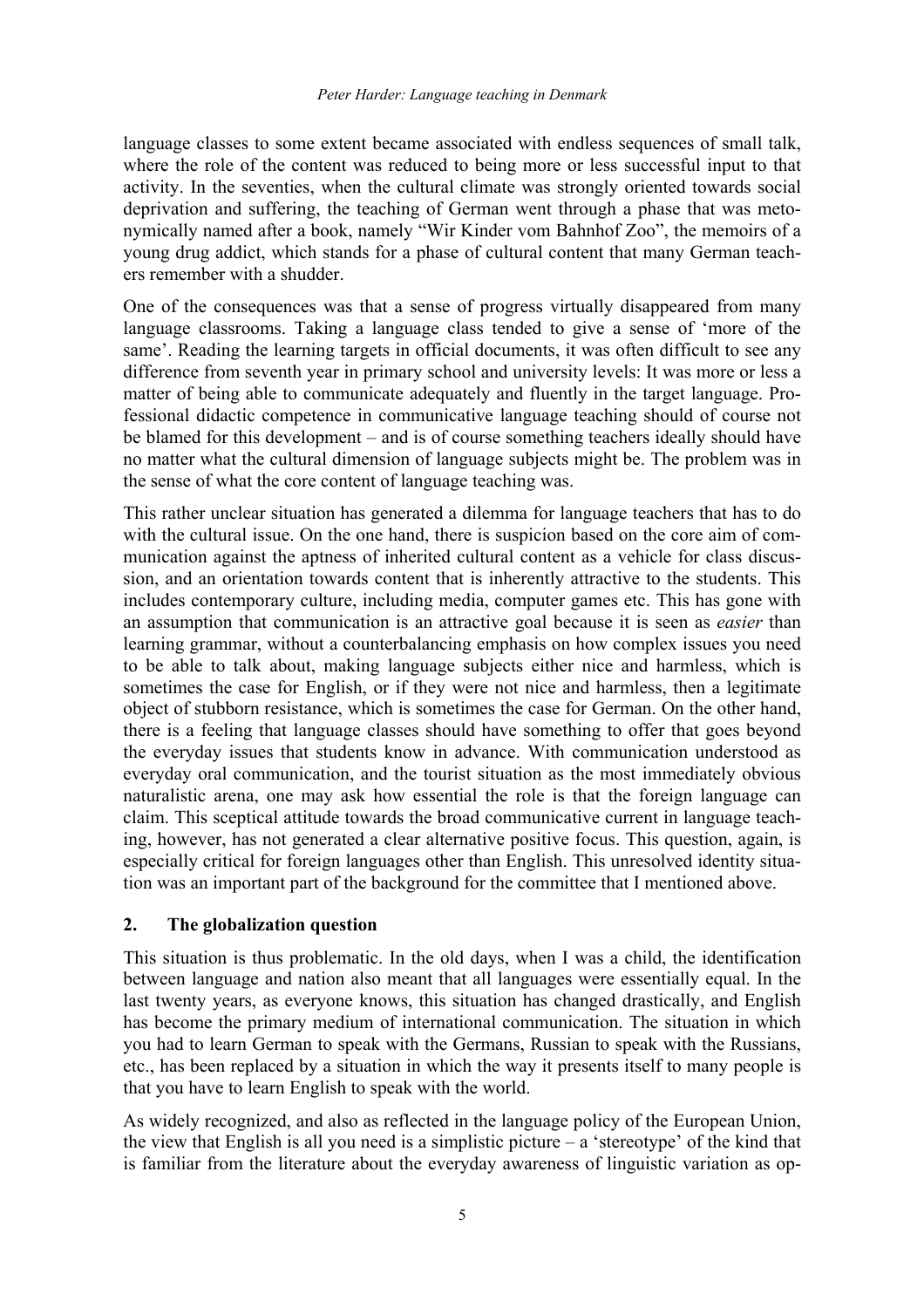language classes to some extent became associated with endless sequences of small talk, where the role of the content was reduced to being more or less successful input to that activity. In the seventies, when the cultural climate was strongly oriented towards social deprivation and suffering, the teaching of German went through a phase that was metonymically named after a book, namely "Wir Kinder vom Bahnhof Zoo", the memoirs of a young drug addict, which stands for a phase of cultural content that many German teachers remember with a shudder.

One of the consequences was that a sense of progress virtually disappeared from many language classrooms. Taking a language class tended to give a sense of 'more of the same'. Reading the learning targets in official documents, it was often difficult to see any difference from seventh year in primary school and university levels: It was more or less a matter of being able to communicate adequately and fluently in the target language. Professional didactic competence in communicative language teaching should of course not be blamed for this development – and is of course something teachers ideally should have no matter what the cultural dimension of language subjects might be. The problem was in the sense of what the core content of language teaching was.

This rather unclear situation has generated a dilemma for language teachers that has to do with the cultural issue. On the one hand, there is suspicion based on the core aim of communication against the aptness of inherited cultural content as a vehicle for class discussion, and an orientation towards content that is inherently attractive to the students. This includes contemporary culture, including media, computer games etc. This has gone with an assumption that communication is an attractive goal because it is seen as *easier* than learning grammar, without a counterbalancing emphasis on how complex issues you need to be able to talk about, making language subjects either nice and harmless, which is sometimes the case for English, or if they were not nice and harmless, then a legitimate object of stubborn resistance, which is sometimes the case for German. On the other hand, there is a feeling that language classes should have something to offer that goes beyond the everyday issues that students know in advance. With communication understood as everyday oral communication, and the tourist situation as the most immediately obvious naturalistic arena, one may ask how essential the role is that the foreign language can claim. This sceptical attitude towards the broad communicative current in language teaching, however, has not generated a clear alternative positive focus. This question, again, is especially critical for foreign languages other than English. This unresolved identity situation was an important part of the background for the committee that I mentioned above.

## 2. The globalization question

This situation is thus problematic. In the old days, when I was a child, the identification between language and nation also meant that all languages were essentially equal. In the last twenty years, as everyone knows, this situation has changed drastically, and English has become the primary medium of international communication. The situation in which you had to learn German to speak with the Germans, Russian to speak with the Russians, etc., has been replaced by a situation in which the way it presents itself to many people is that you have to learn English to speak with the world.

As widely recognized, and also as reflected in the language policy of the European Union, the view that English is all you need is a simplistic picture – a 'stereotype' of the kind that is familiar from the literature about the everyday awareness of linguistic variation as op-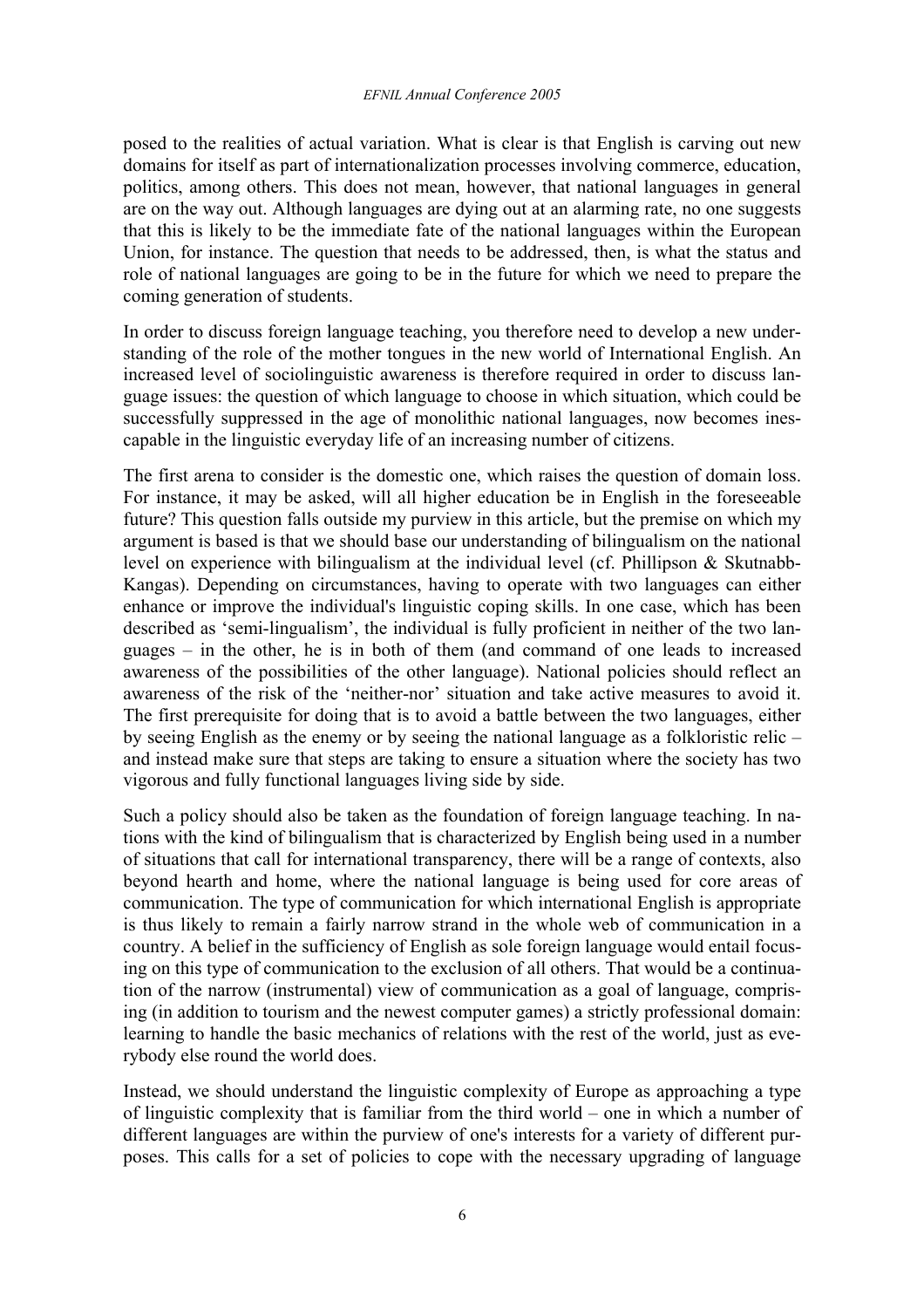posed to the realities of actual variation. What is clear is that English is carving out new domains for itself as part of internationalization processes involving commerce, education, politics, among others. This does not mean, however, that national languages in general are on the way out. Although languages are dying out at an alarming rate, no one suggests that this is likely to be the immediate fate of the national languages within the European Union, for instance. The question that needs to be addressed, then, is what the status and role of national languages are going to be in the future for which we need to prepare the coming generation of students.

In order to discuss foreign language teaching, you therefore need to develop a new understanding of the role of the mother tongues in the new world of International English. An increased level of sociolinguistic awareness is therefore required in order to discuss language issues: the question of which language to choose in which situation, which could be successfully suppressed in the age of monolithic national languages, now becomes inescapable in the linguistic everyday life of an increasing number of citizens.

The first arena to consider is the domestic one, which raises the question of domain loss. For instance, it may be asked, will all higher education be in English in the foreseeable future? This question falls outside my purview in this article, but the premise on which my argument is based is that we should base our understanding of bilingualism on the national level on experience with bilingualism at the individual level (cf. Phillipson & Skutnabb-Kangas). Depending on circumstances, having to operate with two languages can either enhance or improve the individual's linguistic coping skills. In one case, which has been described as 'semi-lingualism', the individual is fully proficient in neither of the two languages – in the other, he is in both of them (and command of one leads to increased awareness of the possibilities of the other language). National policies should reflect an awareness of the risk of the 'neither-nor' situation and take active measures to avoid it. The first prerequisite for doing that is to avoid a battle between the two languages, either by seeing English as the enemy or by seeing the national language as a folkloristic relic – and instead make sure that steps are taking to ensure a situation where the society has two vigorous and fully functional languages living side by side.

Such a policy should also be taken as the foundation of foreign language teaching. In nations with the kind of bilingualism that is characterized by English being used in a number of situations that call for international transparency, there will be a range of contexts, also beyond hearth and home, where the national language is being used for core areas of communication. The type of communication for which international English is appropriate is thus likely to remain a fairly narrow strand in the whole web of communication in a country. A belief in the sufficiency of English as sole foreign language would entail focusing on this type of communication to the exclusion of all others. That would be a continuation of the narrow (instrumental) view of communication as a goal of language, comprising (in addition to tourism and the newest computer games) a strictly professional domain: learning to handle the basic mechanics of relations with the rest of the world, just as everybody else round the world does.

Instead, we should understand the linguistic complexity of Europe as approaching a type of linguistic complexity that is familiar from the third world – one in which a number of different languages are within the purview of one's interests for a variety of different purposes. This calls for a set of policies to cope with the necessary upgrading of language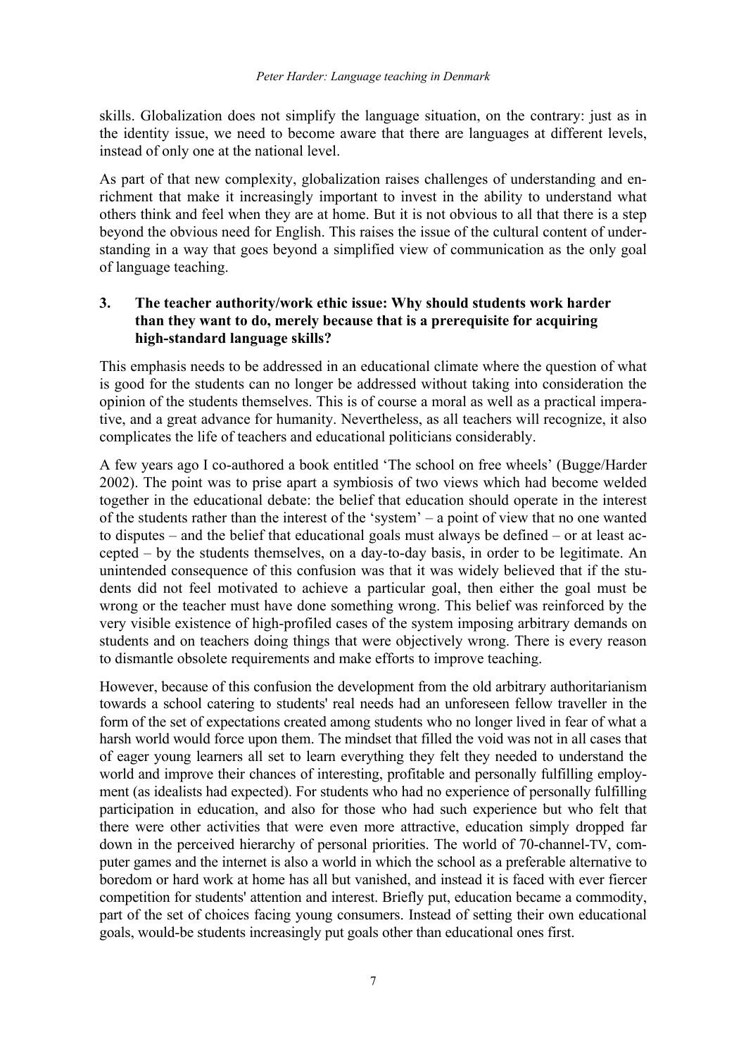skills. Globalization does not simplify the language situation, on the contrary: just as in the identity issue, we need to become aware that there are languages at different levels, instead of only one at the national level.

As part of that new complexity, globalization raises challenges of understanding and enrichment that make it increasingly important to invest in the ability to understand what others think and feel when they are at home. But it is not obvious to all that there is a step beyond the obvious need for English. This raises the issue of the cultural content of understanding in a way that goes beyond a simplified view of communication as the only goal of language teaching.

### 3. The teacher authority/work ethic issue: Why should students work harder than they want to do, merely because that is a prerequisite for acquiring high-standard language skills?

This emphasis needs to be addressed in an educational climate where the question of what is good for the students can no longer be addressed without taking into consideration the opinion of the students themselves. This is of course a moral as well as a practical imperative, and a great advance for humanity. Nevertheless, as all teachers will recognize, it also complicates the life of teachers and educational politicians considerably.

A few years ago I co-authored a book entitled 'The school on free wheels' (Bugge/Harder 2002). The point was to prise apart a symbiosis of two views which had become welded together in the educational debate: the belief that education should operate in the interest of the students rather than the interest of the 'system' – a point of view that no one wanted to disputes – and the belief that educational goals must always be defined – or at least accepted – by the students themselves, on a day-to-day basis, in order to be legitimate. An unintended consequence of this confusion was that it was widely believed that if the students did not feel motivated to achieve a particular goal, then either the goal must be wrong or the teacher must have done something wrong. This belief was reinforced by the very visible existence of high-profiled cases of the system imposing arbitrary demands on students and on teachers doing things that were objectively wrong. There is every reason to dismantle obsolete requirements and make efforts to improve teaching.

However, because of this confusion the development from the old arbitrary authoritarianism towards a school catering to students' real needs had an unforeseen fellow traveller in the form of the set of expectations created among students who no longer lived in fear of what a harsh world would force upon them. The mindset that filled the void was not in all cases that of eager young learners all set to learn everything they felt they needed to understand the world and improve their chances of interesting, profitable and personally fulfilling employment (as idealists had expected). For students who had no experience of personally fulfilling participation in education, and also for those who had such experience but who felt that there were other activities that were even more attractive, education simply dropped far down in the perceived hierarchy of personal priorities. The world of 70-channel-TV, computer games and the internet is also a world in which the school as a preferable alternative to boredom or hard work at home has all but vanished, and instead it is faced with ever fiercer competition for students' attention and interest. Briefly put, education became a commodity, part of the set of choices facing young consumers. Instead of setting their own educational goals, would-be students increasingly put goals other than educational ones first.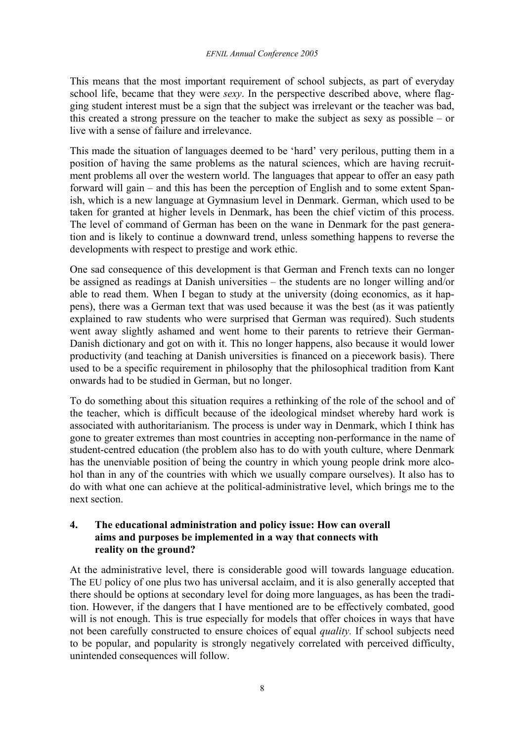This means that the most important requirement of school subjects, as part of everyday school life, became that they were *sexy*. In the perspective described above, where flagging student interest must be a sign that the subject was irrelevant or the teacher was bad, this created a strong pressure on the teacher to make the subject as sexy as possible – or live with a sense of failure and irrelevance.

This made the situation of languages deemed to be 'hard' very perilous, putting them in a position of having the same problems as the natural sciences, which are having recruitment problems all over the western world. The languages that appear to offer an easy path forward will gain – and this has been the perception of English and to some extent Spanish, which is a new language at Gymnasium level in Denmark. German, which used to be taken for granted at higher levels in Denmark, has been the chief victim of this process. The level of command of German has been on the wane in Denmark for the past generation and is likely to continue a downward trend, unless something happens to reverse the developments with respect to prestige and work ethic.

One sad consequence of this development is that German and French texts can no longer be assigned as readings at Danish universities – the students are no longer willing and/or able to read them. When I began to study at the university (doing economics, as it happens), there was a German text that was used because it was the best (as it was patiently explained to raw students who were surprised that German was required). Such students went away slightly ashamed and went home to their parents to retrieve their German-Danish dictionary and got on with it. This no longer happens, also because it would lower productivity (and teaching at Danish universities is financed on a piecework basis). There used to be a specific requirement in philosophy that the philosophical tradition from Kant onwards had to be studied in German, but no longer.

To do something about this situation requires a rethinking of the role of the school and of the teacher, which is difficult because of the ideological mindset whereby hard work is associated with authoritarianism. The process is under way in Denmark, which I think has gone to greater extremes than most countries in accepting non-performance in the name of student-centred education (the problem also has to do with youth culture, where Denmark has the unenviable position of being the country in which young people drink more alcohol than in any of the countries with which we usually compare ourselves). It also has to do with what one can achieve at the political-administrative level, which brings me to the next section.

## 4. The educational administration and policy issue: How can overall aims and purposes be implemented in a way that connects with reality on the ground?

At the administrative level, there is considerable good will towards language education. The EU policy of one plus two has universal acclaim, and it is also generally accepted that there should be options at secondary level for doing more languages, as has been the tradition. However, if the dangers that I have mentioned are to be effectively combated, good will is not enough. This is true especially for models that offer choices in ways that have not been carefully constructed to ensure choices of equal *quality.* If school subjects need to be popular, and popularity is strongly negatively correlated with perceived difficulty, unintended consequences will follow.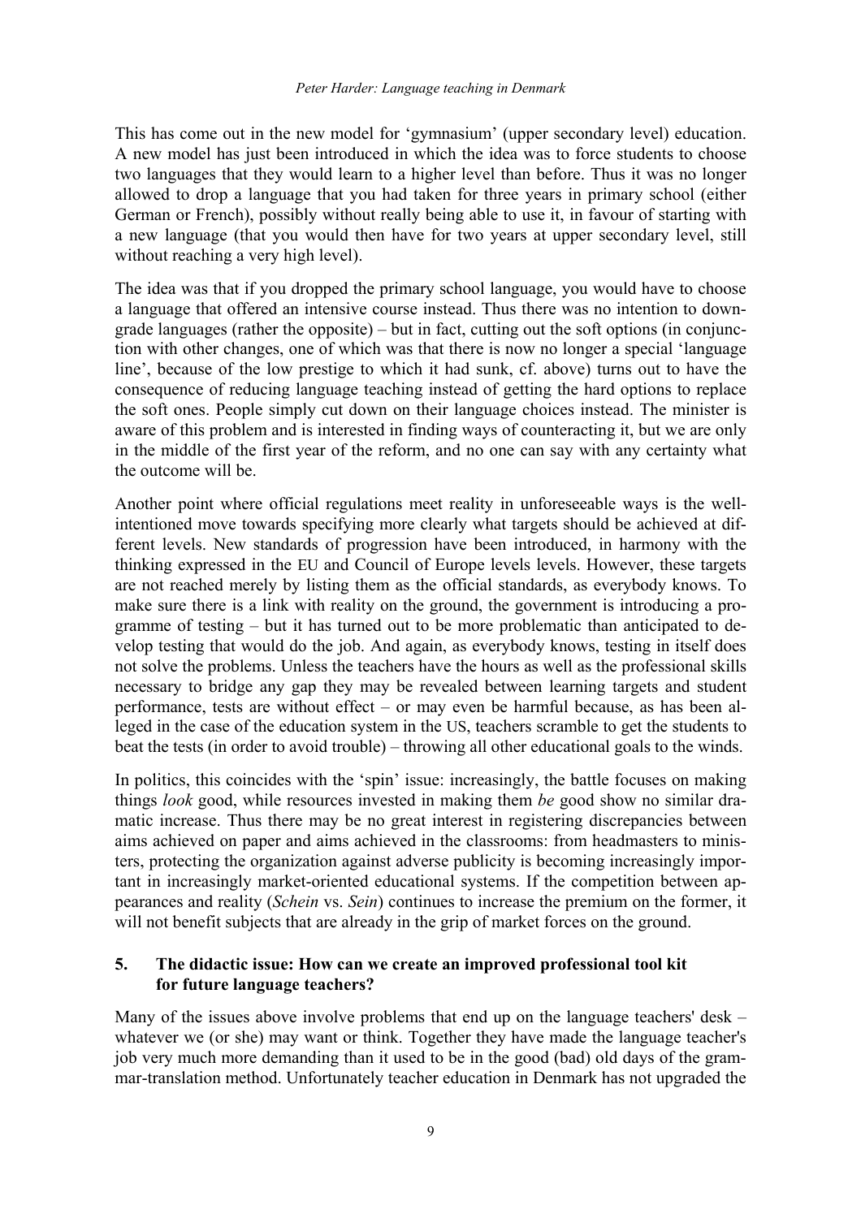This has come out in the new model for 'gymnasium' (upper secondary level) education. A new model has just been introduced in which the idea was to force students to choose two languages that they would learn to a higher level than before. Thus it was no longer allowed to drop a language that you had taken for three years in primary school (either German or French), possibly without really being able to use it, in favour of starting with a new language (that you would then have for two years at upper secondary level, still without reaching a very high level).

The idea was that if you dropped the primary school language, you would have to choose a language that offered an intensive course instead. Thus there was no intention to downgrade languages (rather the opposite) – but in fact, cutting out the soft options (in conjunction with other changes, one of which was that there is now no longer a special 'language line', because of the low prestige to which it had sunk, cf. above) turns out to have the consequence of reducing language teaching instead of getting the hard options to replace the soft ones. People simply cut down on their language choices instead. The minister is aware of this problem and is interested in finding ways of counteracting it, but we are only in the middle of the first year of the reform, and no one can say with any certainty what the outcome will be.

Another point where official regulations meet reality in unforeseeable ways is the well-intentioned move towards specifying more clearly what targets should be achieved at different levels. New standards of progression have been introduced, in harmony with the thinking expressed in the EU and Council of Europe levels levels. However, these targets are not reached merely by listing them as the official standards, as everybody knows. To make sure there is a link with reality on the ground, the government is introducing a programme of testing – but it has turned out to be more problematic than anticipated to develop testing that would do the job. And again, as everybody knows, testing in itself does not solve the problems. Unless the teachers have the hours as well as the professional skills necessary to bridge any gap they may be revealed between learning targets and student performance, tests are without effect – or may even be harmful because, as has been alleged in the case of the education system in the US, teachers scramble to get the students to beat the tests (in order to avoid trouble) – throwing all other educational goals to the winds.

In politics, this coincides with the 'spin' issue: increasingly, the battle focuses on making things *look* good, while resources invested in making them *be* good show no similar dramatic increase. Thus there may be no great interest in registering discrepancies between aims achieved on paper and aims achieved in the classrooms: from headmasters to ministers, protecting the organization against adverse publicity is becoming increasingly important in increasingly market-oriented educational systems. If the competition between appearances and reality (*Schein* vs. *Sein*) continues to increase the premium on the former, it will not benefit subjects that are already in the grip of market forces on the ground.

## 5. The didactic issue: How can we create an improved professional tool kit for future language teachers?

Many of the issues above involve problems that end up on the language teachers' desk – whatever we (or she) may want or think. Together they have made the language teacher's job very much more demanding than it used to be in the good (bad) old days of the grammar-translation method. Unfortunately teacher education in Denmark has not upgraded the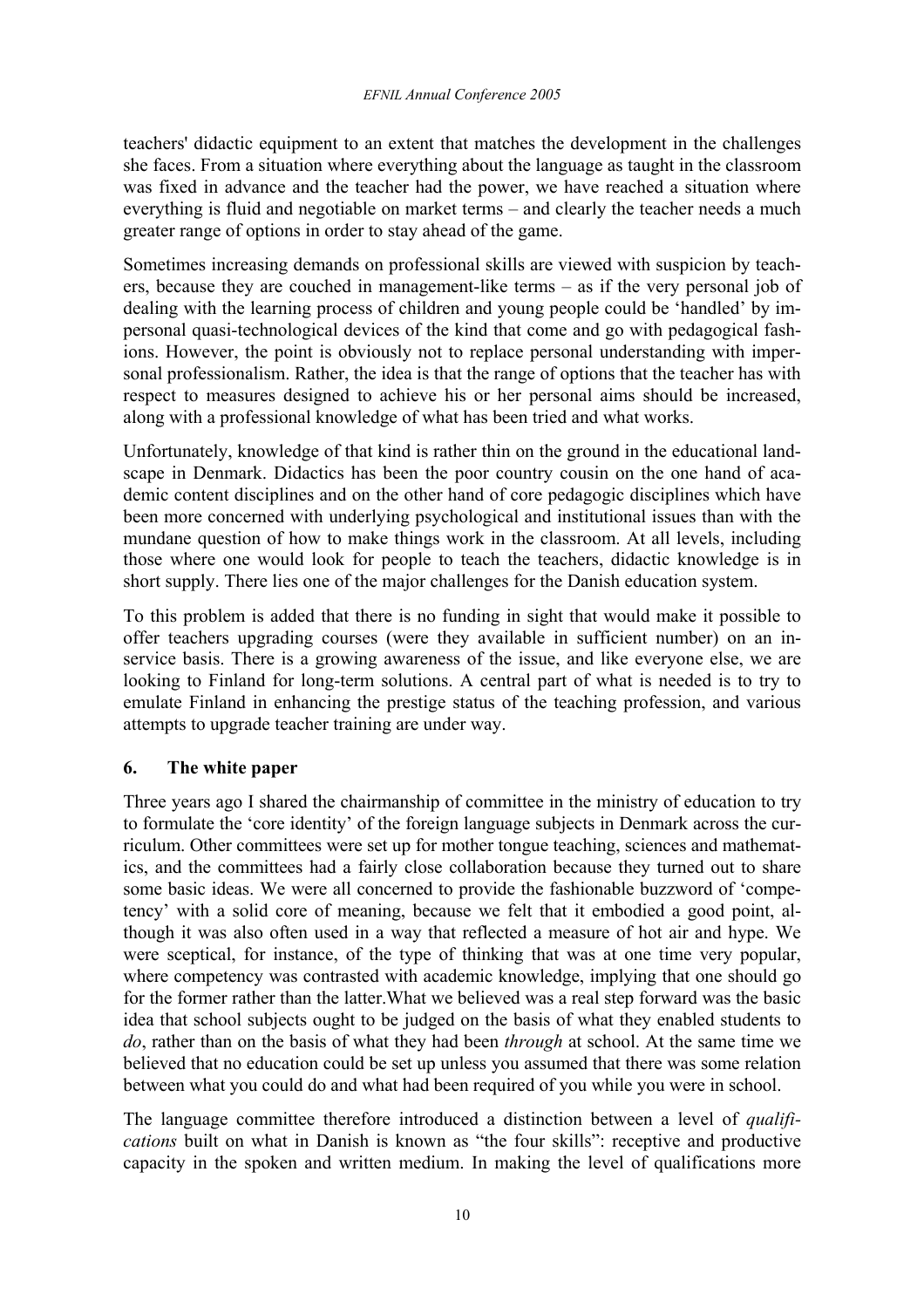teachers' didactic equipment to an extent that matches the development in the challenges she faces. From a situation where everything about the language as taught in the classroom was fixed in advance and the teacher had the power, we have reached a situation where everything is fluid and negotiable on market terms – and clearly the teacher needs a much greater range of options in order to stay ahead of the game.

Sometimes increasing demands on professional skills are viewed with suspicion by teachers, because they are couched in management-like terms – as if the very personal job of dealing with the learning process of children and young people could be 'handled' by impersonal quasi-technological devices of the kind that come and go with pedagogical fashions. However, the point is obviously not to replace personal understanding with impersonal professionalism. Rather, the idea is that the range of options that the teacher has with respect to measures designed to achieve his or her personal aims should be increased, along with a professional knowledge of what has been tried and what works.

Unfortunately, knowledge of that kind is rather thin on the ground in the educational landscape in Denmark. Didactics has been the poor country cousin on the one hand of academic content disciplines and on the other hand of core pedagogic disciplines which have been more concerned with underlying psychological and institutional issues than with the mundane question of how to make things work in the classroom. At all levels, including those where one would look for people to teach the teachers, didactic knowledge is in short supply. There lies one of the major challenges for the Danish education system.

To this problem is added that there is no funding in sight that would make it possible to offer teachers upgrading courses (were they available in sufficient number) on an in-service basis. There is a growing awareness of the issue, and like everyone else, we are looking to Finland for long-term solutions. A central part of what is needed is to try to emulate Finland in enhancing the prestige status of the teaching profession, and various attempts to upgrade teacher training are under way.

## 6. The white paper

Three years ago I shared the chairmanship of committee in the ministry of education to try to formulate the 'core identity' of the foreign language subjects in Denmark across the curriculum. Other committees were set up for mother tongue teaching, sciences and mathematics, and the committees had a fairly close collaboration because they turned out to share some basic ideas. We were all concerned to provide the fashionable buzzword of 'competency' with a solid core of meaning, because we felt that it embodied a good point, although it was also often used in a way that reflected a measure of hot air and hype. We were sceptical, for instance, of the type of thinking that was at one time very popular, where competency was contrasted with academic knowledge, implying that one should go for the former rather than the latter.What we believed was a real step forward was the basic idea that school subjects ought to be judged on the basis of what they enabled students to *do*, rather than on the basis of what they had been *through* at school. At the same time we believed that no education could be set up unless you assumed that there was some relation between what you could do and what had been required of you while you were in school.

The language committee therefore introduced a distinction between a level of *qualifications* built on what in Danish is known as "the four skills": receptive and productive capacity in the spoken and written medium. In making the level of qualifications more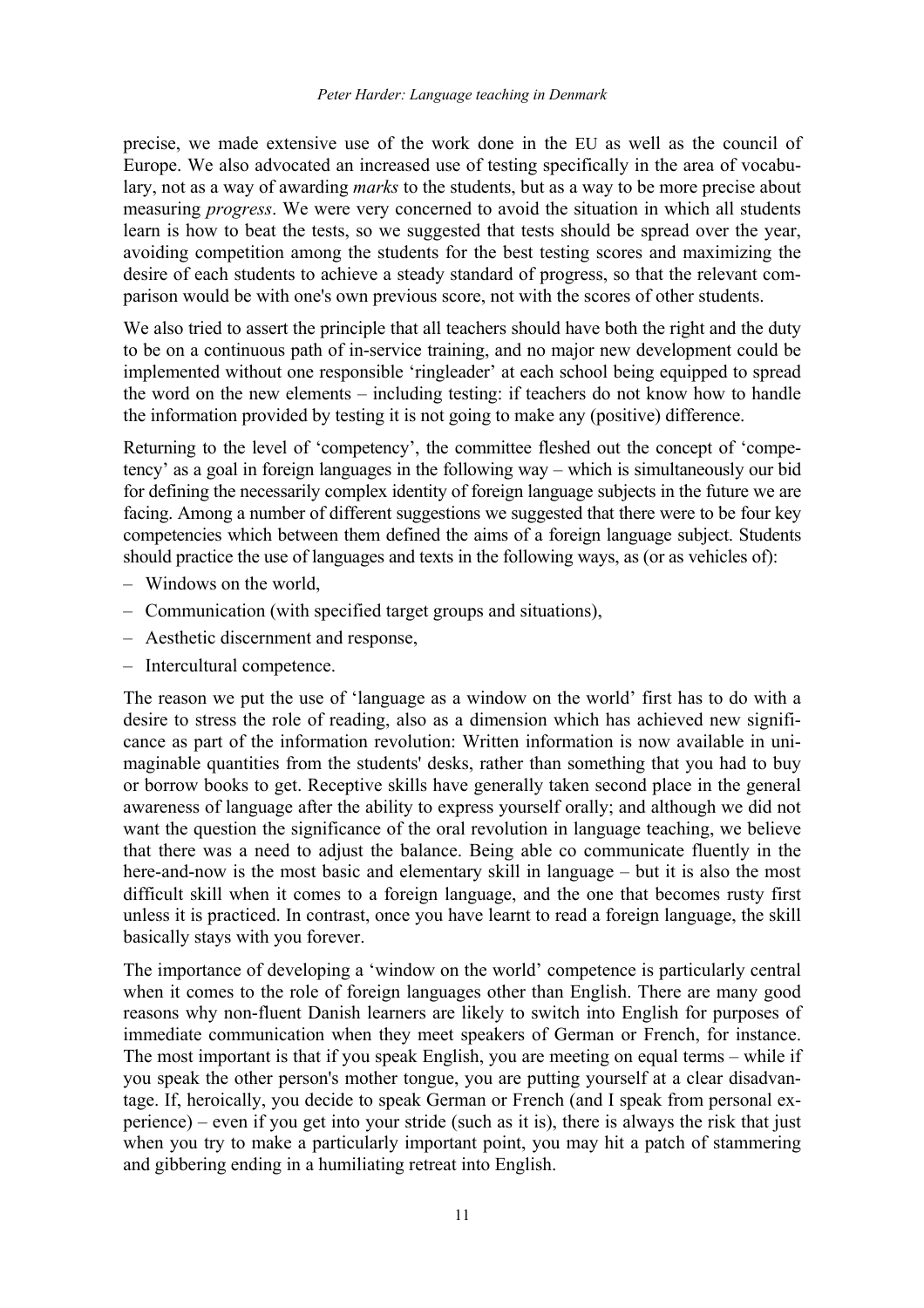precise, we made extensive use of the work done in the EU as well as the council of Europe. We also advocated an increased use of testing specifically in the area of vocabulary, not as a way of awarding *marks* to the students, but as a way to be more precise about measuring *progress*. We were very concerned to avoid the situation in which all students learn is how to beat the tests, so we suggested that tests should be spread over the year, avoiding competition among the students for the best testing scores and maximizing the desire of each students to achieve a steady standard of progress, so that the relevant comparison would be with one's own previous score, not with the scores of other students.

We also tried to assert the principle that all teachers should have both the right and the duty to be on a continuous path of in-service training, and no major new development could be implemented without one responsible 'ringleader' at each school being equipped to spread the word on the new elements – including testing: if teachers do not know how to handle the information provided by testing it is not going to make any (positive) difference.

Returning to the level of 'competency', the committee fleshed out the concept of 'competency' as a goal in foreign languages in the following way – which is simultaneously our bid for defining the necessarily complex identity of foreign language subjects in the future we are facing. Among a number of different suggestions we suggested that there were to be four key competencies which between them defined the aims of a foreign language subject. Students should practice the use of languages and texts in the following ways, as (or as vehicles of):

- Windows on the world,
- Communication (with specified target groups and situations),
- Aesthetic discernment and response,
- Intercultural competence.

The reason we put the use of 'language as a window on the world' first has to do with a desire to stress the role of reading, also as a dimension which has achieved new significance as part of the information revolution: Written information is now available in unimaginable quantities from the students' desks, rather than something that you had to buy or borrow books to get. Receptive skills have generally taken second place in the general awareness of language after the ability to express yourself orally; and although we did not want the question the significance of the oral revolution in language teaching, we believe that there was a need to adjust the balance. Being able co communicate fluently in the here-and-now is the most basic and elementary skill in language – but it is also the most difficult skill when it comes to a foreign language, and the one that becomes rusty first unless it is practiced. In contrast, once you have learnt to read a foreign language, the skill basically stays with you forever.

The importance of developing a 'window on the world' competence is particularly central when it comes to the role of foreign languages other than English. There are many good reasons why non-fluent Danish learners are likely to switch into English for purposes of immediate communication when they meet speakers of German or French, for instance. The most important is that if you speak English, you are meeting on equal terms – while if you speak the other person's mother tongue, you are putting yourself at a clear disadvantage. If, heroically, you decide to speak German or French (and I speak from personal experience) – even if you get into your stride (such as it is), there is always the risk that just when you try to make a particularly important point, you may hit a patch of stammering and gibbering ending in a humiliating retreat into English.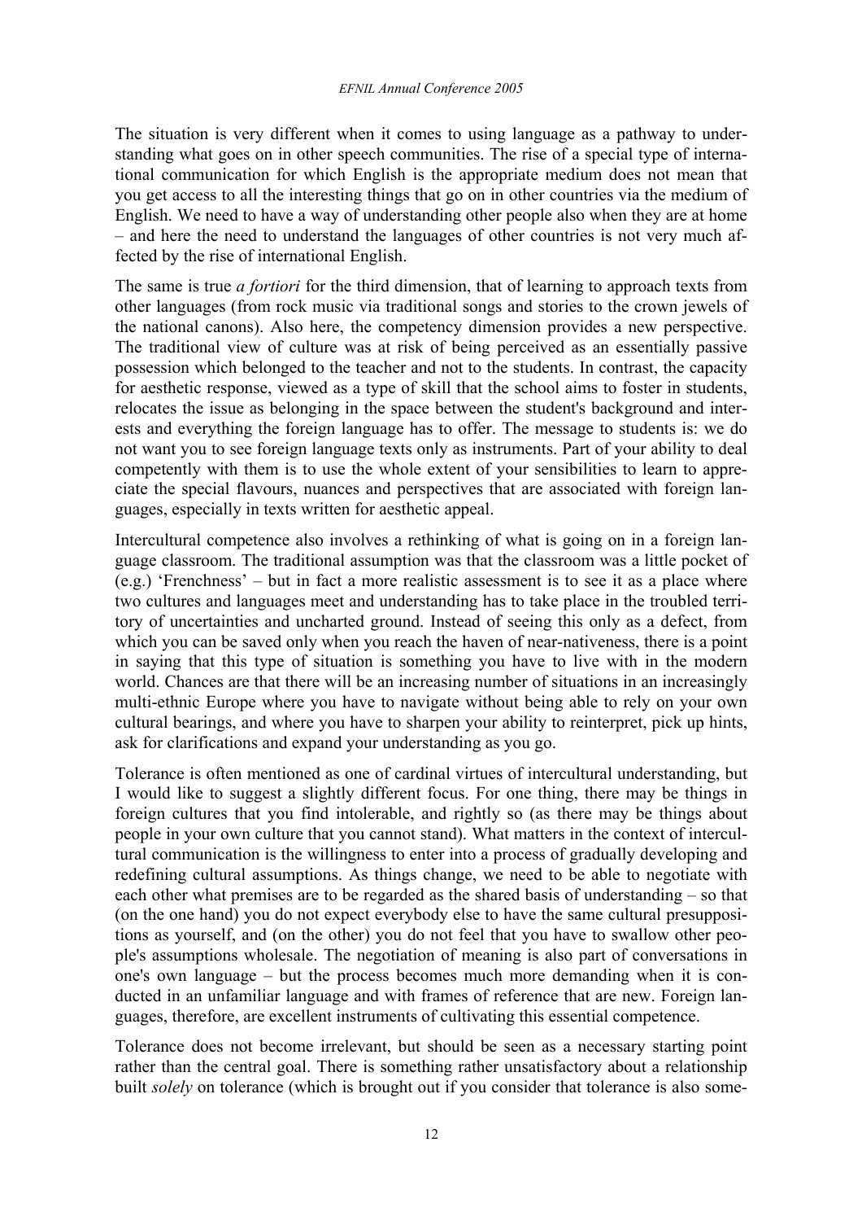The situation is very different when it comes to using language as a pathway to understanding what goes on in other speech communities. The rise of a special type of international communication for which English is the appropriate medium does not mean that you get access to all the interesting things that go on in other countries via the medium of English. We need to have a way of understanding other people also when they are at home – and here the need to understand the languages of other countries is not very much affected by the rise of international English.

The same is true *a fortiori* for the third dimension, that of learning to approach texts from other languages (from rock music via traditional songs and stories to the crown jewels of the national canons). Also here, the competency dimension provides a new perspective. The traditional view of culture was at risk of being perceived as an essentially passive possession which belonged to the teacher and not to the students. In contrast, the capacity for aesthetic response, viewed as a type of skill that the school aims to foster in students, relocates the issue as belonging in the space between the student's background and interests and everything the foreign language has to offer. The message to students is: we do not want you to see foreign language texts only as instruments. Part of your ability to deal competently with them is to use the whole extent of your sensibilities to learn to appreciate the special flavours, nuances and perspectives that are associated with foreign languages, especially in texts written for aesthetic appeal.

Intercultural competence also involves a rethinking of what is going on in a foreign language classroom. The traditional assumption was that the classroom was a little pocket of (e.g.) 'Frenchness' – but in fact a more realistic assessment is to see it as a place where two cultures and languages meet and understanding has to take place in the troubled territory of uncertainties and uncharted ground. Instead of seeing this only as a defect, from which you can be saved only when you reach the haven of near-nativeness, there is a point in saying that this type of situation is something you have to live with in the modern world. Chances are that there will be an increasing number of situations in an increasingly multi-ethnic Europe where you have to navigate without being able to rely on your own cultural bearings, and where you have to sharpen your ability to reinterpret, pick up hints, ask for clarifications and expand your understanding as you go.

Tolerance is often mentioned as one of cardinal virtues of intercultural understanding, but I would like to suggest a slightly different focus. For one thing, there may be things in foreign cultures that you find intolerable, and rightly so (as there may be things about people in your own culture that you cannot stand). What matters in the context of intercultural communication is the willingness to enter into a process of gradually developing and redefining cultural assumptions. As things change, we need to be able to negotiate with each other what premises are to be regarded as the shared basis of understanding – so that (on the one hand) you do not expect everybody else to have the same cultural presuppositions as yourself, and (on the other) you do not feel that you have to swallow other people's assumptions wholesale. The negotiation of meaning is also part of conversations in one's own language – but the process becomes much more demanding when it is conducted in an unfamiliar language and with frames of reference that are new. Foreign languages, therefore, are excellent instruments of cultivating this essential competence.

Tolerance does not become irrelevant, but should be seen as a necessary starting point rather than the central goal. There is something rather unsatisfactory about a relationship built *solely* on tolerance (which is brought out if you consider that tolerance is also some-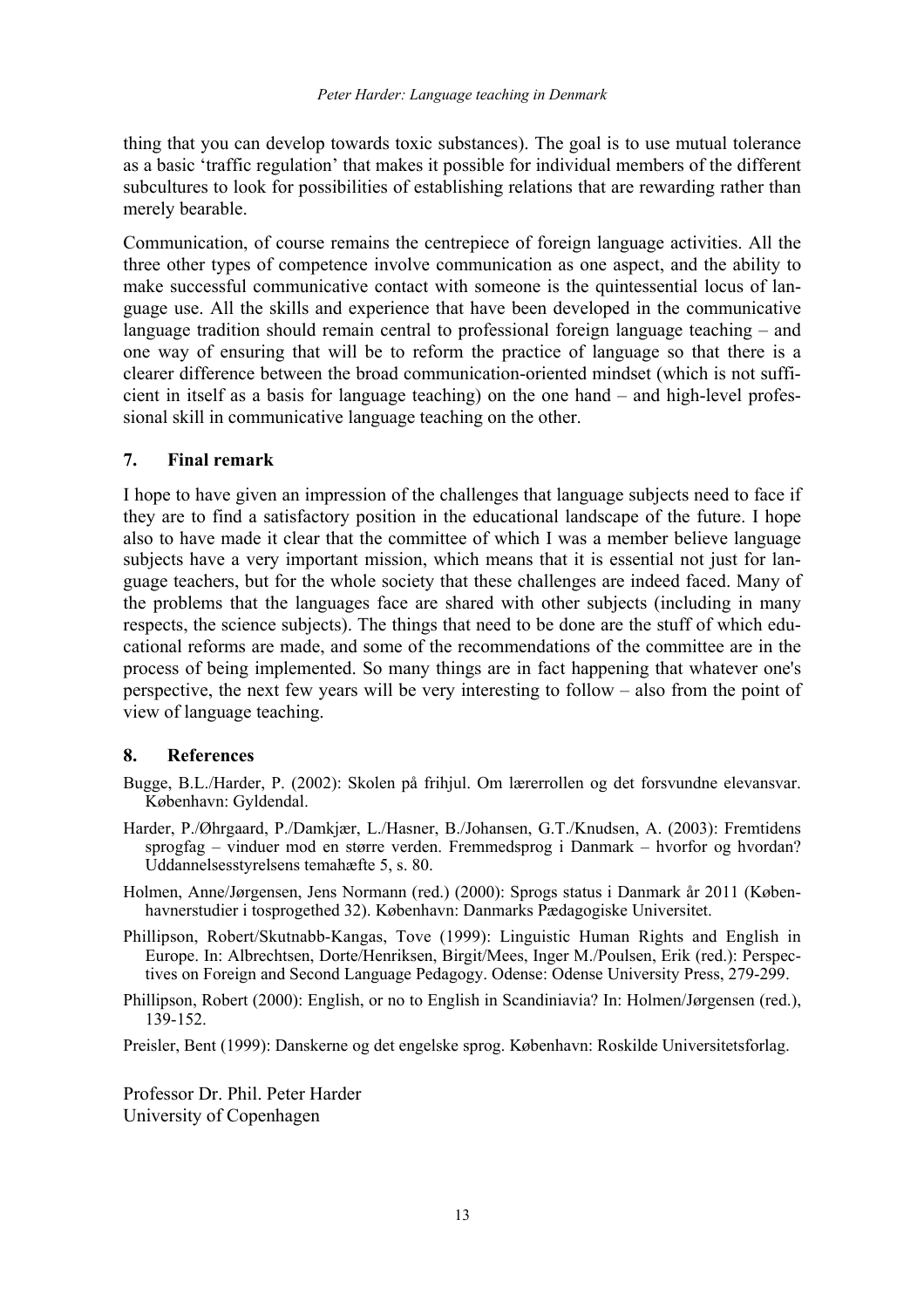thing that you can develop towards toxic substances). The goal is to use mutual tolerance as a basic 'traffic regulation' that makes it possible for individual members of the different subcultures to look for possibilities of establishing relations that are rewarding rather than merely bearable.

Communication, of course remains the centrepiece of foreign language activities. All the three other types of competence involve communication as one aspect, and the ability to make successful communicative contact with someone is the quintessential locus of language use. All the skills and experience that have been developed in the communicative language tradition should remain central to professional foreign language teaching – and one way of ensuring that will be to reform the practice of language so that there is a clearer difference between the broad communication-oriented mindset (which is not sufficient in itself as a basis for language teaching) on the one hand – and high-level professional skill in communicative language teaching on the other.

## 7. Final remark

I hope to have given an impression of the challenges that language subjects need to face if they are to find a satisfactory position in the educational landscape of the future. I hope also to have made it clear that the committee of which I was a member believe language subjects have a very important mission, which means that it is essential not just for language teachers, but for the whole society that these challenges are indeed faced. Many of the problems that the languages face are shared with other subjects (including in many respects, the science subjects). The things that need to be done are the stuff of which educational reforms are made, and some of the recommendations of the committee are in the process of being implemented. So many things are in fact happening that whatever one's perspective, the next few years will be very interesting to follow – also from the point of view of language teaching.

## 8. References

Bugge, B.L./Harder, P. (2002): Skolen på frihjul. Om lærerrollen og det forsvundne elevansvar. København: Gyldendal.

Harder, P./Øhrgaard, P./Damkjær, L./Hasner, B./Johansen, G.T./Knudsen, A. (2003): Fremtidens sprogfag – vinduer mod en større verden. Fremmedsprog i Danmark – hvorfor og hvordan? Uddannelsesstyrelsens temahæfte 5, s. 80.

Holmen, Anne/Jørgensen, Jens Normann (red.) (2000): Sprogs status i Danmark år 2011 (Københavnerstudier i tosprogethed 32). København: Danmarks Pædagogiske Universitet.

Phillipson, Robert/Skutnabb-Kangas, Tove (1999): Linguistic Human Rights and English in Europe. In: Albrechtsen, Dorte/Henriksen, Birgit/Mees, Inger M./Poulsen, Erik (red.): Perspectives on Foreign and Second Language Pedagogy. Odense: Odense University Press, 279-299.

Phillipson, Robert (2000): English, or no to English in Scandiniavia? In: Holmen/Jørgensen (red.), 139-152.

Preisler, Bent (1999): Danskerne og det engelske sprog. København: Roskilde Universitetsforlag.

Professor Dr. Phil. Peter Harder
University of Copenhagen